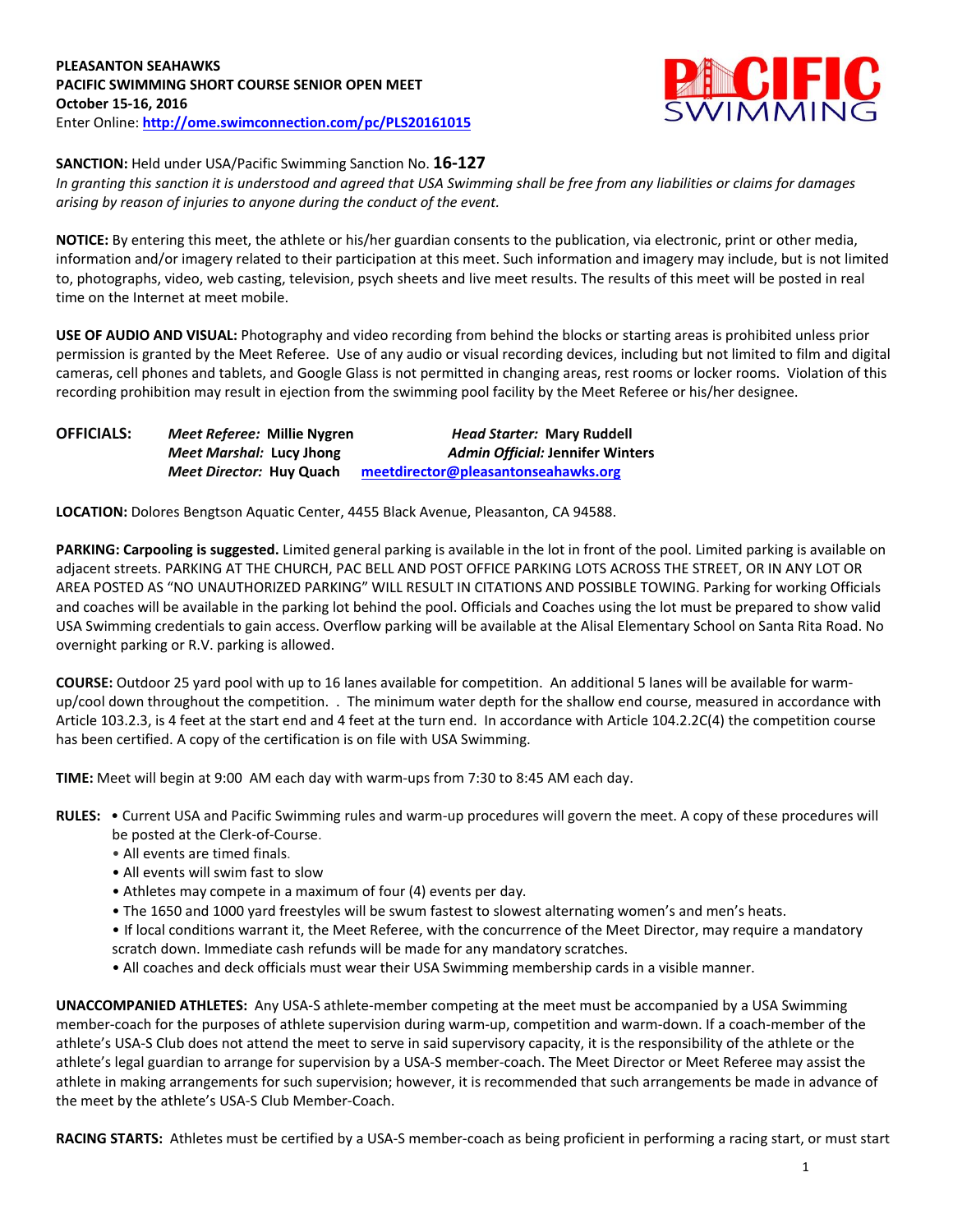**PLEASANTON SEAHAWKS**
**PACIFIC SWIMMING SHORT COURSE SENIOR OPEN MEET**
**October 15-16, 2016**
Enter Online: **http://ome.swimconnection.com/pc/PLS20161015**

**SANCTION:** Held under USA/Pacific Swimming Sanction No. **16-127**
*In granting this sanction it is understood and agreed that USA Swimming shall be free from any liabilities or claims for damages arising by reason of injuries to anyone during the conduct of the event.*

**NOTICE:** By entering this meet, the athlete or his/her guardian consents to the publication, via electronic, print or other media, information and/or imagery related to their participation at this meet. Such information and imagery may include, but is not limited to, photographs, video, web casting, television, psych sheets and live meet results. The results of this meet will be posted in real time on the Internet at meet mobile.

**USE OF AUDIO AND VISUAL:** Photography and video recording from behind the blocks or starting areas is prohibited unless prior permission is granted by the Meet Referee. Use of any audio or visual recording devices, including but not limited to film and digital cameras, cell phones and tablets, and Google Glass is not permitted in changing areas, rest rooms or locker rooms. Violation of this recording prohibition may result in ejection from the swimming pool facility by the Meet Referee or his/her designee.

**OFFICIALS:** ***Meet Referee:* Millie Nygren** — ***Head Starter:* Mary Ruddell**
***Meet Marshal:* Lucy Jhong** — ***Admin Official:* Jennifer Winters**
***Meet Director:* Huy Quach** **meetdirector@pleasantonseahawks.org**

**LOCATION:** Dolores Bengtson Aquatic Center, 4455 Black Avenue, Pleasanton, CA 94588.

**PARKING: Carpooling is suggested.** Limited general parking is available in the lot in front of the pool. Limited parking is available on adjacent streets. PARKING AT THE CHURCH, PAC BELL AND POST OFFICE PARKING LOTS ACROSS THE STREET, OR IN ANY LOT OR AREA POSTED AS "NO UNAUTHORIZED PARKING" WILL RESULT IN CITATIONS AND POSSIBLE TOWING. Parking for working Officials and coaches will be available in the parking lot behind the pool. Officials and Coaches using the lot must be prepared to show valid USA Swimming credentials to gain access. Overflow parking will be available at the Alisal Elementary School on Santa Rita Road. No overnight parking or R.V. parking is allowed.

**COURSE:** Outdoor 25 yard pool with up to 16 lanes available for competition. An additional 5 lanes will be available for warm-up/cool down throughout the competition. . The minimum water depth for the shallow end course, measured in accordance with Article 103.2.3, is 4 feet at the start end and 4 feet at the turn end. In accordance with Article 104.2.2C(4) the competition course has been certified. A copy of the certification is on file with USA Swimming.

**TIME:** Meet will begin at 9:00 AM each day with warm-ups from 7:30 to 8:45 AM each day.

**RULES:**
- Current USA and Pacific Swimming rules and warm-up procedures will govern the meet. A copy of these procedures will be posted at the Clerk-of-Course.
- All events are timed finals.
- All events will swim fast to slow
- Athletes may compete in a maximum of four (4) events per day.
- The 1650 and 1000 yard freestyles will be swum fastest to slowest alternating women's and men's heats.
- If local conditions warrant it, the Meet Referee, with the concurrence of the Meet Director, may require a mandatory scratch down. Immediate cash refunds will be made for any mandatory scratches.
- All coaches and deck officials must wear their USA Swimming membership cards in a visible manner.

**UNACCOMPANIED ATHLETES:** Any USA-S athlete-member competing at the meet must be accompanied by a USA Swimming member-coach for the purposes of athlete supervision during warm-up, competition and warm-down. If a coach-member of the athlete's USA-S Club does not attend the meet to serve in said supervisory capacity, it is the responsibility of the athlete or the athlete's legal guardian to arrange for supervision by a USA-S member-coach. The Meet Director or Meet Referee may assist the athlete in making arrangements for such supervision; however, it is recommended that such arrangements be made in advance of the meet by the athlete's USA-S Club Member-Coach.

**RACING STARTS:** Athletes must be certified by a USA-S member-coach as being proficient in performing a racing start, or must start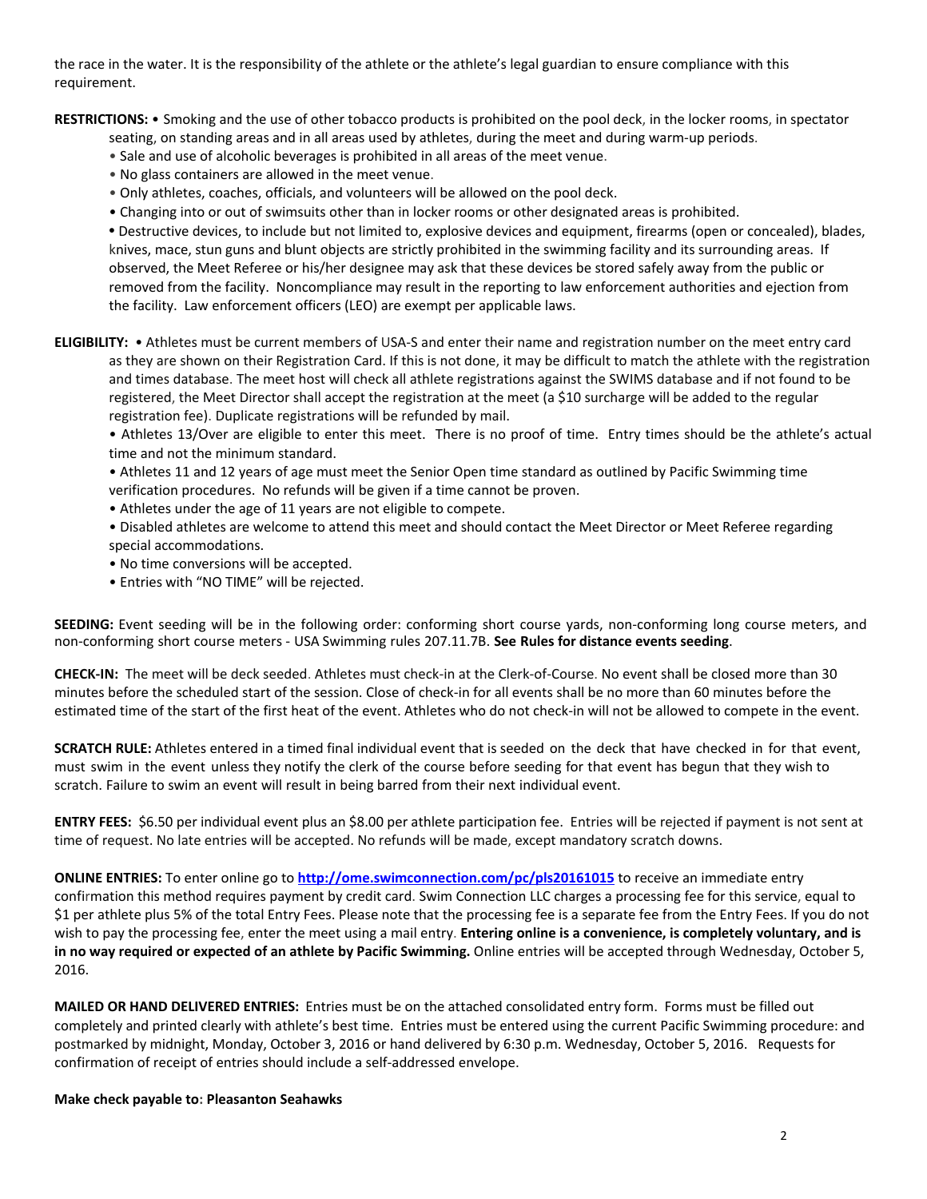the race in the water. It is the responsibility of the athlete or the athlete's legal guardian to ensure compliance with this requirement.

**RESTRICTIONS:** • Smoking and the use of other tobacco products is prohibited on the pool deck, in the locker rooms, in spectator seating, on standing areas and in all areas used by athletes, during the meet and during warm-up periods.
• Sale and use of alcoholic beverages is prohibited in all areas of the meet venue.
• No glass containers are allowed in the meet venue.
• Only athletes, coaches, officials, and volunteers will be allowed on the pool deck.
• Changing into or out of swimsuits other than in locker rooms or other designated areas is prohibited.
• Destructive devices, to include but not limited to, explosive devices and equipment, firearms (open or concealed), blades, knives, mace, stun guns and blunt objects are strictly prohibited in the swimming facility and its surrounding areas. If observed, the Meet Referee or his/her designee may ask that these devices be stored safely away from the public or removed from the facility. Noncompliance may result in the reporting to law enforcement authorities and ejection from the facility. Law enforcement officers (LEO) are exempt per applicable laws.

**ELIGIBILITY:** • Athletes must be current members of USA-S and enter their name and registration number on the meet entry card as they are shown on their Registration Card. If this is not done, it may be difficult to match the athlete with the registration and times database. The meet host will check all athlete registrations against the SWIMS database and if not found to be registered, the Meet Director shall accept the registration at the meet (a $10 surcharge will be added to the regular registration fee). Duplicate registrations will be refunded by mail.
• Athletes 13/Over are eligible to enter this meet. There is no proof of time. Entry times should be the athlete's actual time and not the minimum standard.
• Athletes 11 and 12 years of age must meet the Senior Open time standard as outlined by Pacific Swimming time verification procedures. No refunds will be given if a time cannot be proven.
• Athletes under the age of 11 years are not eligible to compete.
• Disabled athletes are welcome to attend this meet and should contact the Meet Director or Meet Referee regarding special accommodations.
• No time conversions will be accepted.
• Entries with "NO TIME" will be rejected.

**SEEDING:** Event seeding will be in the following order: conforming short course yards, non-conforming long course meters, and non-conforming short course meters - USA Swimming rules 207.11.7B. **See Rules for distance events seeding**.

**CHECK-IN:** The meet will be deck seeded. Athletes must check-in at the Clerk-of-Course. No event shall be closed more than 30 minutes before the scheduled start of the session. Close of check-in for all events shall be no more than 60 minutes before the estimated time of the start of the first heat of the event. Athletes who do not check-in will not be allowed to compete in the event.

**SCRATCH RULE:** Athletes entered in a timed final individual event that is seeded on the deck that have checked in for that event, must swim in the event unless they notify the clerk of the course before seeding for that event has begun that they wish to scratch. Failure to swim an event will result in being barred from their next individual event.

**ENTRY FEES:** $6.50 per individual event plus an $8.00 per athlete participation fee. Entries will be rejected if payment is not sent at time of request. No late entries will be accepted. No refunds will be made, except mandatory scratch downs.

**ONLINE ENTRIES:** To enter online go to **http://ome.swimconnection.com/pc/pls20161015** to receive an immediate entry confirmation this method requires payment by credit card. Swim Connection LLC charges a processing fee for this service, equal to $1 per athlete plus 5% of the total Entry Fees. Please note that the processing fee is a separate fee from the Entry Fees. If you do not wish to pay the processing fee, enter the meet using a mail entry. **Entering online is a convenience, is completely voluntary, and is in no way required or expected of an athlete by Pacific Swimming.** Online entries will be accepted through Wednesday, October 5, 2016.

**MAILED OR HAND DELIVERED ENTRIES:** Entries must be on the attached consolidated entry form. Forms must be filled out completely and printed clearly with athlete's best time. Entries must be entered using the current Pacific Swimming procedure: and postmarked by midnight, Monday, October 3, 2016 or hand delivered by 6:30 p.m. Wednesday, October 5, 2016. Requests for confirmation of receipt of entries should include a self-addressed envelope.

**Make check payable to: Pleasanton Seahawks**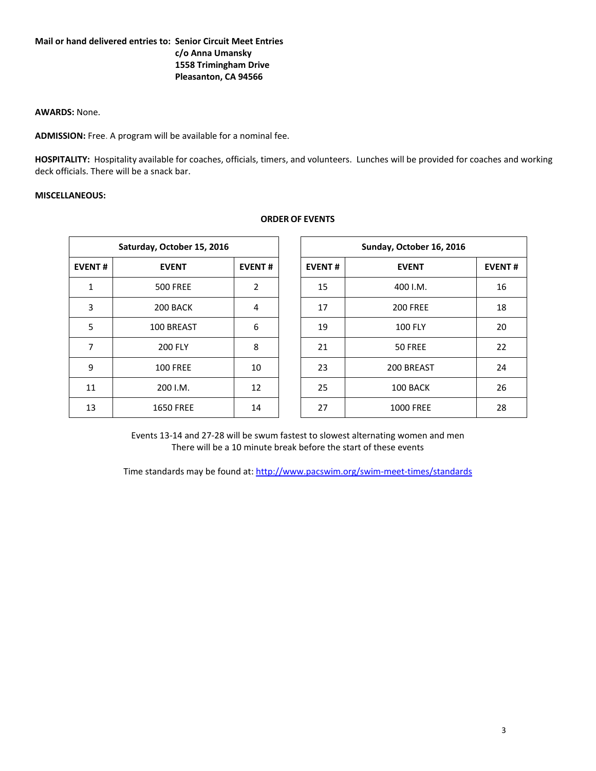**Mail or hand delivered entries to: Senior Circuit Meet Entries**
**c/o Anna Umansky**
**1558 Trimingham Drive**
**Pleasanton, CA 94566**

**AWARDS:** None.

**ADMISSION:** Free. A program will be available for a nominal fee.

**HOSPITALITY:** Hospitality available for coaches, officials, timers, and volunteers. Lunches will be provided for coaches and working deck officials. There will be a snack bar.

**MISCELLANEOUS:**

**ORDER OF EVENTS**

| Saturday, October 15, 2016 | | |
|---|---|---|
| **EVENT #** | **EVENT** | **EVENT #** |
| 1 | 500 FREE | 2 |
| 3 | 200 BACK | 4 |
| 5 | 100 BREAST | 6 |
| 7 | 200 FLY | 8 |
| 9 | 100 FREE | 10 |
| 11 | 200 I.M. | 12 |
| 13 | 1650 FREE | 14 |

| Sunday, October 16, 2016 | | |
|---|---|---|
| **EVENT #** | **EVENT** | **EVENT #** |
| 15 | 400 I.M. | 16 |
| 17 | 200 FREE | 18 |
| 19 | 100 FLY | 20 |
| 21 | 50 FREE | 22 |
| 23 | 200 BREAST | 24 |
| 25 | 100 BACK | 26 |
| 27 | 1000 FREE | 28 |

Events 13-14 and 27-28 will be swum fastest to slowest alternating women and men
There will be a 10 minute break before the start of these events

Time standards may be found at: http://www.pacswim.org/swim-meet-times/standards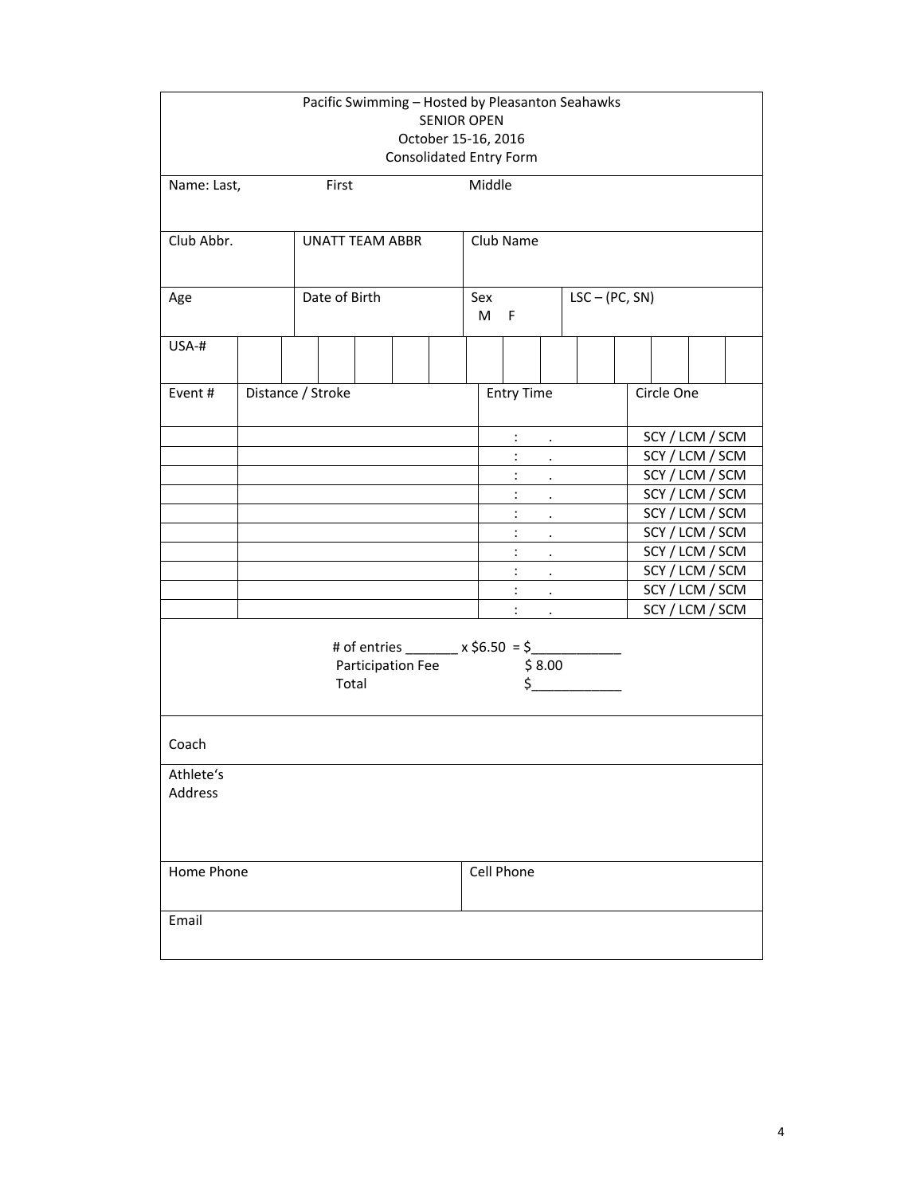Pacific Swimming – Hosted by Pleasanton Seahawks
SENIOR OPEN
October 15-16, 2016
Consolidated Entry Form

| | | | |
|---|---|---|---|
| Name: Last, | First | Middle | |
| Club Abbr. | UNATT TEAM ABBR | Club Name | |
| Age | Date of Birth | Sex M F | LSC – (PC, SN) |

| USA-# | | | | | | | | | | | | | | |
|---|---|---|---|---|---|---|---|---|---|---|---|---|---|---|

| Event # | Distance / Stroke | Entry Time | Circle One |
|---|---|---|---|
| | | : . | SCY / LCM / SCM |
| | | : . | SCY / LCM / SCM |
| | | : . | SCY / LCM / SCM |
| | | : . | SCY / LCM / SCM |
| | | : . | SCY / LCM / SCM |
| | | : . | SCY / LCM / SCM |
| | | : . | SCY / LCM / SCM |
| | | : . | SCY / LCM / SCM |
| | | : . | SCY / LCM / SCM |
| | | : . | SCY / LCM / SCM |

# of entries _______ x $6.50 = $____________
Participation Fee $ 8.00
Total $____________

| | |
|---|---|
| Coach | |
| Athlete's Address | |
| Home Phone | Cell Phone |
| Email | |